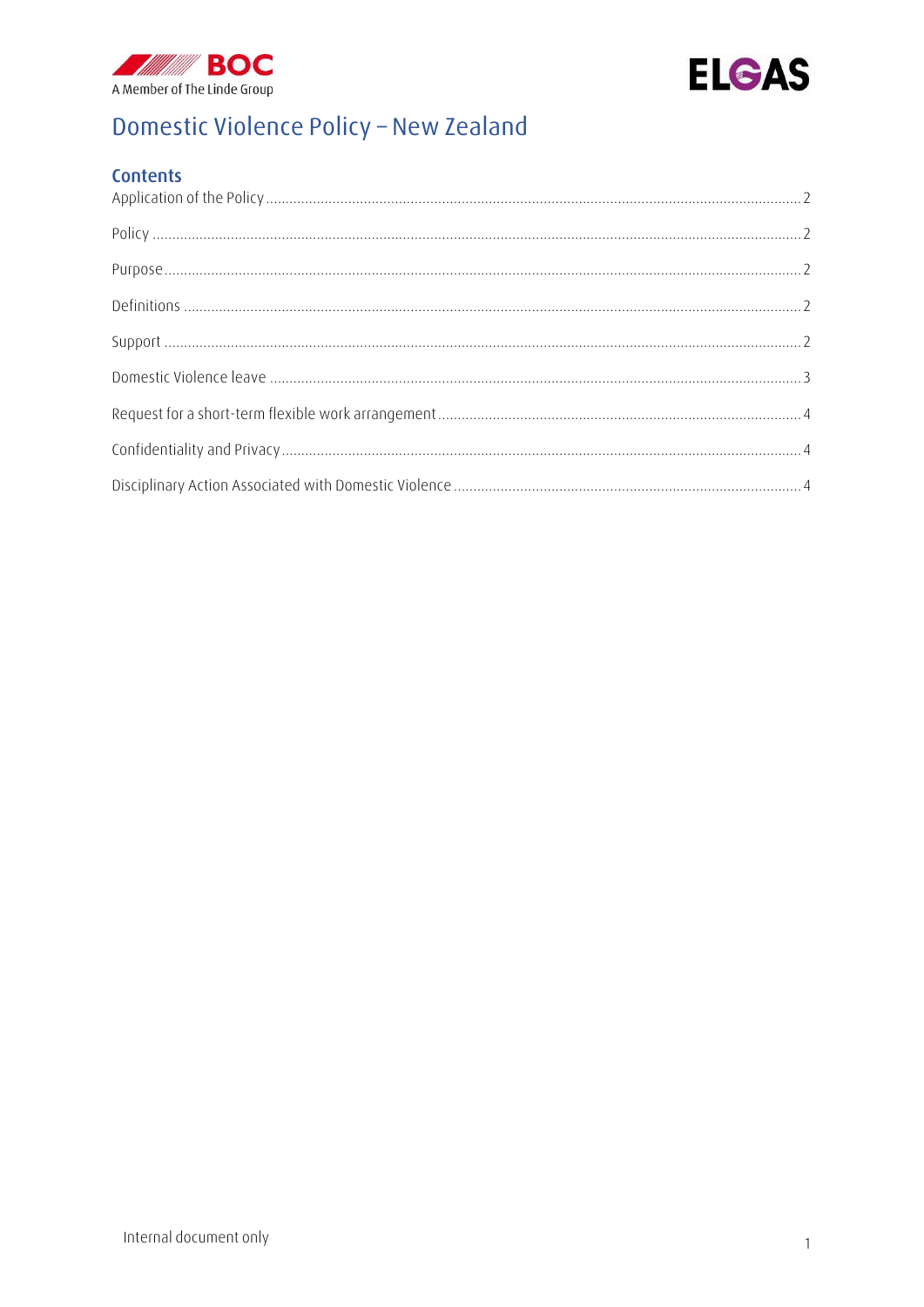# Domestic Violence Policy – New Zealand

## Contents

| | |
|---|---|
| Application of the Policy | 2 |
| Policy | 2 |
| Purpose | 2 |
| Definitions | 2 |
| Support | 2 |
| Domestic Violence leave | 3 |
| Request for a short-term flexible work arrangement | 4 |
| Confidentiality and Privacy | 4 |
| Disciplinary Action Associated with Domestic Violence | 4 |

Internal document only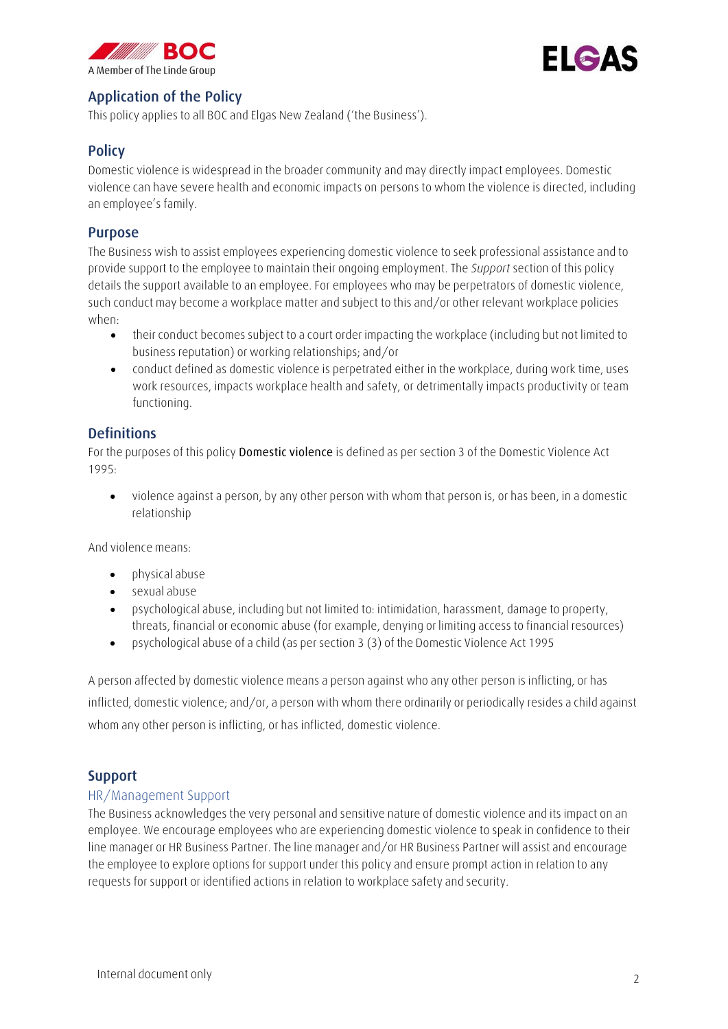## Application of the Policy

This policy applies to all BOC and Elgas New Zealand ('the Business').

## Policy

Domestic violence is widespread in the broader community and may directly impact employees. Domestic violence can have severe health and economic impacts on persons to whom the violence is directed, including an employee's family.

## Purpose

The Business wish to assist employees experiencing domestic violence to seek professional assistance and to provide support to the employee to maintain their ongoing employment. The *Support* section of this policy details the support available to an employee. For employees who may be perpetrators of domestic violence, such conduct may become a workplace matter and subject to this and/or other relevant workplace policies when:

- their conduct becomes subject to a court order impacting the workplace (including but not limited to business reputation) or working relationships; and/or
- conduct defined as domestic violence is perpetrated either in the workplace, during work time, uses work resources, impacts workplace health and safety, or detrimentally impacts productivity or team functioning.

## Definitions

For the purposes of this policy **Domestic violence** is defined as per section 3 of the Domestic Violence Act 1995:

- violence against a person, by any other person with whom that person is, or has been, in a domestic relationship

And violence means:

- physical abuse
- sexual abuse
- psychological abuse, including but not limited to: intimidation, harassment, damage to property, threats, financial or economic abuse (for example, denying or limiting access to financial resources)
- psychological abuse of a child (as per section 3 (3) of the Domestic Violence Act 1995

A person affected by domestic violence means a person against who any other person is inflicting, or has inflicted, domestic violence; and/or, a person with whom there ordinarily or periodically resides a child against whom any other person is inflicting, or has inflicted, domestic violence.

## Support

### HR/Management Support

The Business acknowledges the very personal and sensitive nature of domestic violence and its impact on an employee. We encourage employees who are experiencing domestic violence to speak in confidence to their line manager or HR Business Partner. The line manager and/or HR Business Partner will assist and encourage the employee to explore options for support under this policy and ensure prompt action in relation to any requests for support or identified actions in relation to workplace safety and security.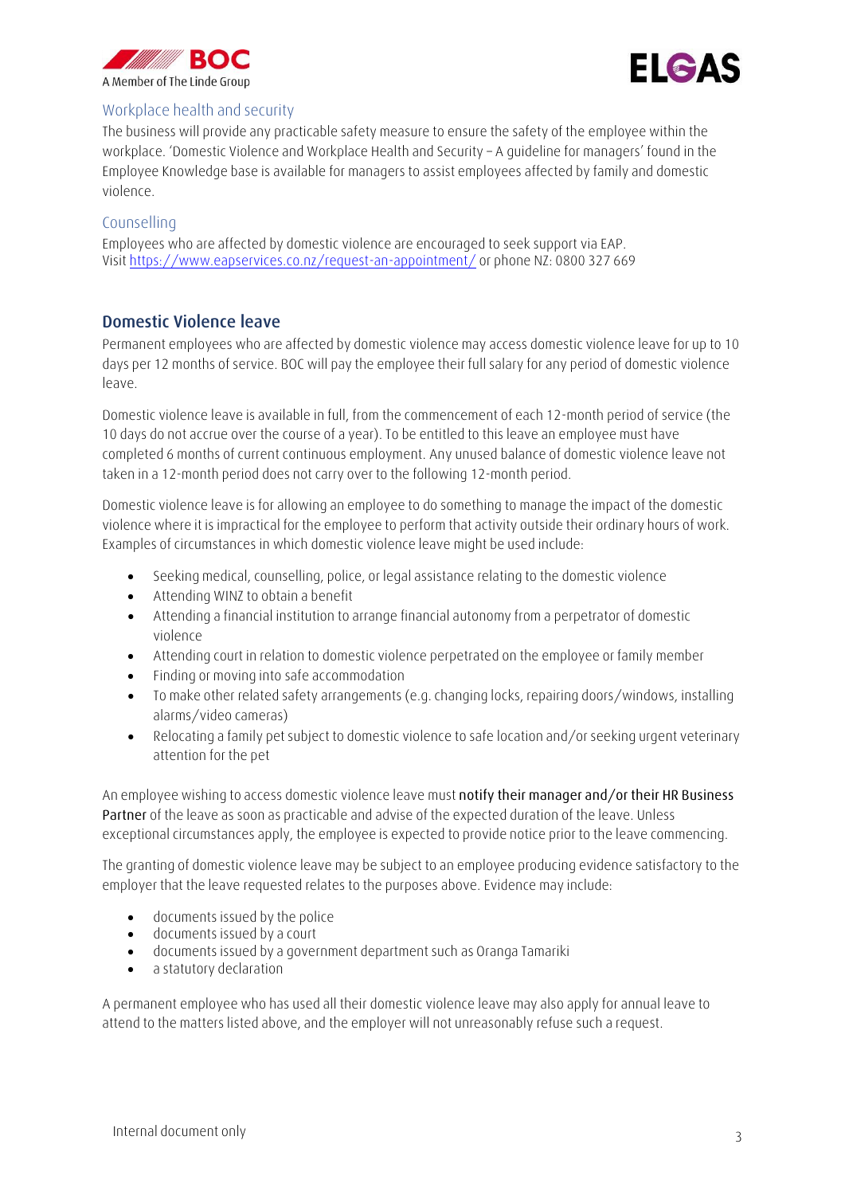### Workplace health and security

The business will provide any practicable safety measure to ensure the safety of the employee within the workplace. 'Domestic Violence and Workplace Health and Security – A guideline for managers' found in the Employee Knowledge base is available for managers to assist employees affected by family and domestic violence.

### Counselling

Employees who are affected by domestic violence are encouraged to seek support via EAP.
Visit https://www.eapservices.co.nz/request-an-appointment/ or phone NZ: 0800 327 669

## Domestic Violence leave

Permanent employees who are affected by domestic violence may access domestic violence leave for up to 10 days per 12 months of service. BOC will pay the employee their full salary for any period of domestic violence leave.

Domestic violence leave is available in full, from the commencement of each 12-month period of service (the 10 days do not accrue over the course of a year). To be entitled to this leave an employee must have completed 6 months of current continuous employment. Any unused balance of domestic violence leave not taken in a 12-month period does not carry over to the following 12-month period.

Domestic violence leave is for allowing an employee to do something to manage the impact of the domestic violence where it is impractical for the employee to perform that activity outside their ordinary hours of work. Examples of circumstances in which domestic violence leave might be used include:

- Seeking medical, counselling, police, or legal assistance relating to the domestic violence
- Attending WINZ to obtain a benefit
- Attending a financial institution to arrange financial autonomy from a perpetrator of domestic violence
- Attending court in relation to domestic violence perpetrated on the employee or family member
- Finding or moving into safe accommodation
- To make other related safety arrangements (e.g. changing locks, repairing doors/windows, installing alarms/video cameras)
- Relocating a family pet subject to domestic violence to safe location and/or seeking urgent veterinary attention for the pet

An employee wishing to access domestic violence leave must notify their manager and/or their HR Business Partner of the leave as soon as practicable and advise of the expected duration of the leave. Unless exceptional circumstances apply, the employee is expected to provide notice prior to the leave commencing.

The granting of domestic violence leave may be subject to an employee producing evidence satisfactory to the employer that the leave requested relates to the purposes above. Evidence may include:

- documents issued by the police
- documents issued by a court
- documents issued by a government department such as Oranga Tamariki
- a statutory declaration

A permanent employee who has used all their domestic violence leave may also apply for annual leave to attend to the matters listed above, and the employer will not unreasonably refuse such a request.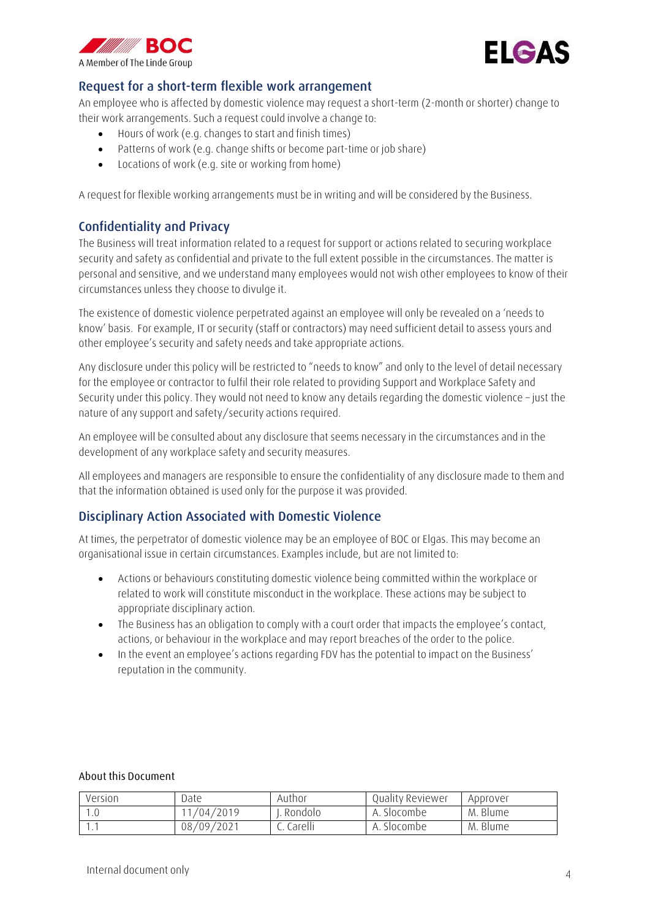## Request for a short-term flexible work arrangement

An employee who is affected by domestic violence may request a short-term (2-month or shorter) change to their work arrangements. Such a request could involve a change to:

- Hours of work (e.g. changes to start and finish times)
- Patterns of work (e.g. change shifts or become part-time or job share)
- Locations of work (e.g. site or working from home)

A request for flexible working arrangements must be in writing and will be considered by the Business.

## Confidentiality and Privacy

The Business will treat information related to a request for support or actions related to securing workplace security and safety as confidential and private to the full extent possible in the circumstances. The matter is personal and sensitive, and we understand many employees would not wish other employees to know of their circumstances unless they choose to divulge it.

The existence of domestic violence perpetrated against an employee will only be revealed on a 'needs to know' basis. For example, IT or security (staff or contractors) may need sufficient detail to assess yours and other employee's security and safety needs and take appropriate actions.

Any disclosure under this policy will be restricted to "needs to know" and only to the level of detail necessary for the employee or contractor to fulfil their role related to providing Support and Workplace Safety and Security under this policy. They would not need to know any details regarding the domestic violence – just the nature of any support and safety/security actions required.

An employee will be consulted about any disclosure that seems necessary in the circumstances and in the development of any workplace safety and security measures.

All employees and managers are responsible to ensure the confidentiality of any disclosure made to them and that the information obtained is used only for the purpose it was provided.

## Disciplinary Action Associated with Domestic Violence

At times, the perpetrator of domestic violence may be an employee of BOC or Elgas. This may become an organisational issue in certain circumstances. Examples include, but are not limited to:

- Actions or behaviours constituting domestic violence being committed within the workplace or related to work will constitute misconduct in the workplace. These actions may be subject to appropriate disciplinary action.
- The Business has an obligation to comply with a court order that impacts the employee's contact, actions, or behaviour in the workplace and may report breaches of the order to the police.
- In the event an employee's actions regarding FDV has the potential to impact on the Business' reputation in the community.

About this Document

| Version | Date | Author | Quality Reviewer | Approver |
|---|---|---|---|---|
| 1.0 | 11/04/2019 | J. Rondolo | A. Slocombe | M. Blume |
| 1.1 | 08/09/2021 | C. Carelli | A. Slocombe | M. Blume |

Internal document only